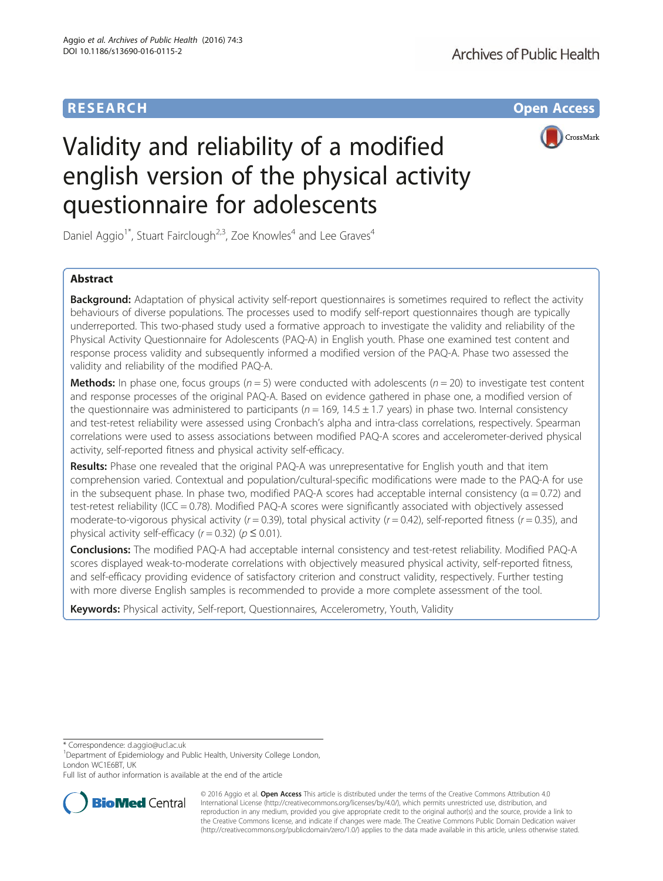RESEARCH Open Access

# Validity and reliability of a modified english version of the physical activity questionnaire for adolescents

Daniel Aggio[1*], Stuart Fairclough[2,3], Zoe Knowles[4] and Lee Graves[4]

## Abstract

**Background:** Adaptation of physical activity self-report questionnaires is sometimes required to reflect the activity behaviours of diverse populations. The processes used to modify self-report questionnaires though are typically underreported. This two-phased study used a formative approach to investigate the validity and reliability of the Physical Activity Questionnaire for Adolescents (PAQ-A) in English youth. Phase one examined test content and response process validity and subsequently informed a modified version of the PAQ-A. Phase two assessed the validity and reliability of the modified PAQ-A.

**Methods:** In phase one, focus groups ($n = 5$) were conducted with adolescents ($n = 20$) to investigate test content and response processes of the original PAQ-A. Based on evidence gathered in phase one, a modified version of the questionnaire was administered to participants ($n = 169$, $14.5 \pm 1.7$ years) in phase two. Internal consistency and test-retest reliability were assessed using Cronbach's alpha and intra-class correlations, respectively. Spearman correlations were used to assess associations between modified PAQ-A scores and accelerometer-derived physical activity, self-reported fitness and physical activity self-efficacy.

**Results:** Phase one revealed that the original PAQ-A was unrepresentative for English youth and that item comprehension varied. Contextual and population/cultural-specific modifications were made to the PAQ-A for use in the subsequent phase. In phase two, modified PAQ-A scores had acceptable internal consistency ($\alpha = 0.72$) and test-retest reliability (ICC = 0.78). Modified PAQ-A scores were significantly associated with objectively assessed moderate-to-vigorous physical activity ($r = 0.39$), total physical activity ($r = 0.42$), self-reported fitness ($r = 0.35$), and physical activity self-efficacy ($r = 0.32$) ($p \leq 0.01$).

**Conclusions:** The modified PAQ-A had acceptable internal consistency and test-retest reliability. Modified PAQ-A scores displayed weak-to-moderate correlations with objectively measured physical activity, self-reported fitness, and self-efficacy providing evidence of satisfactory criterion and construct validity, respectively. Further testing with more diverse English samples is recommended to provide a more complete assessment of the tool.

**Keywords:** Physical activity, Self-report, Questionnaires, Accelerometry, Youth, Validity

---

* Correspondence: d.aggio@ucl.ac.uk
[1]Department of Epidemiology and Public Health, University College London, London WC1E6BT, UK
Full list of author information is available at the end of the article

© 2016 Aggio et al. **Open Access** This article is distributed under the terms of the Creative Commons Attribution 4.0 International License (http://creativecommons.org/licenses/by/4.0/), which permits unrestricted use, distribution, and reproduction in any medium, provided you give appropriate credit to the original author(s) and the source, provide a link to the Creative Commons license, and indicate if changes were made. The Creative Commons Public Domain Dedication waiver (http://creativecommons.org/publicdomain/zero/1.0/) applies to the data made available in this article, unless otherwise stated.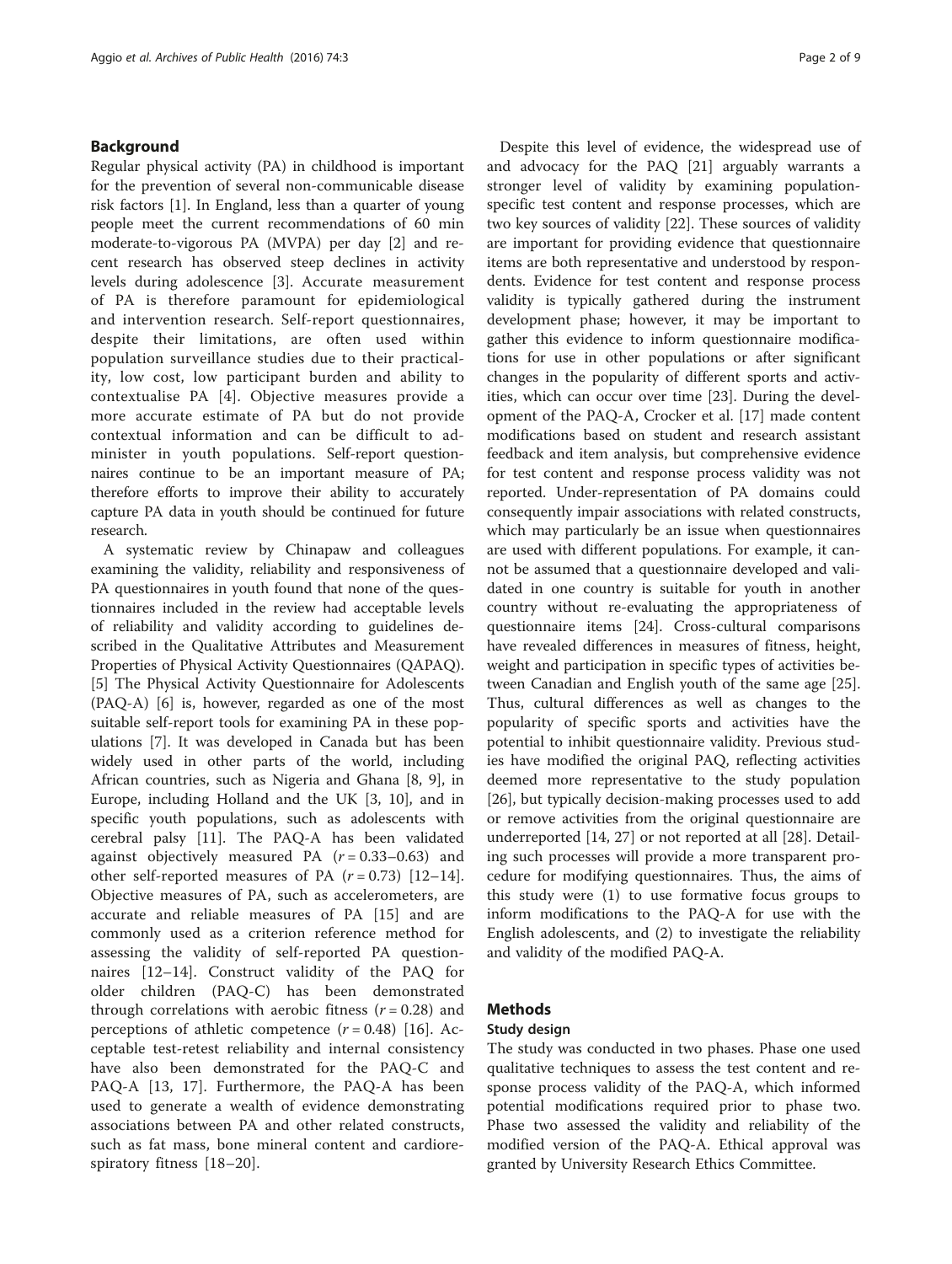## Background

Regular physical activity (PA) in childhood is important for the prevention of several non-communicable disease risk factors [1]. In England, less than a quarter of young people meet the current recommendations of 60 min moderate-to-vigorous PA (MVPA) per day [2] and recent research has observed steep declines in activity levels during adolescence [3]. Accurate measurement of PA is therefore paramount for epidemiological and intervention research. Self-report questionnaires, despite their limitations, are often used within population surveillance studies due to their practicality, low cost, low participant burden and ability to contextualise PA [4]. Objective measures provide a more accurate estimate of PA but do not provide contextual information and can be difficult to administer in youth populations. Self-report questionnaires continue to be an important measure of PA; therefore efforts to improve their ability to accurately capture PA data in youth should be continued for future research.

A systematic review by Chinapaw and colleagues examining the validity, reliability and responsiveness of PA questionnaires in youth found that none of the questionnaires included in the review had acceptable levels of reliability and validity according to guidelines described in the Qualitative Attributes and Measurement Properties of Physical Activity Questionnaires (QAPAQ). [5] The Physical Activity Questionnaire for Adolescents (PAQ-A) [6] is, however, regarded as one of the most suitable self-report tools for examining PA in these populations [7]. It was developed in Canada but has been widely used in other parts of the world, including African countries, such as Nigeria and Ghana [8, 9], in Europe, including Holland and the UK [3, 10], and in specific youth populations, such as adolescents with cerebral palsy [11]. The PAQ-A has been validated against objectively measured PA ($r = 0.33–0.63$) and other self-reported measures of PA ($r = 0.73$) [12–14]. Objective measures of PA, such as accelerometers, are accurate and reliable measures of PA [15] and are commonly used as a criterion reference method for assessing the validity of self-reported PA questionnaires [12–14]. Construct validity of the PAQ for older children (PAQ-C) has been demonstrated through correlations with aerobic fitness ($r = 0.28$) and perceptions of athletic competence ($r = 0.48$) [16]. Acceptable test-retest reliability and internal consistency have also been demonstrated for the PAQ-C and PAQ-A [13, 17]. Furthermore, the PAQ-A has been used to generate a wealth of evidence demonstrating associations between PA and other related constructs, such as fat mass, bone mineral content and cardiorespiratory fitness [18–20].

Despite this level of evidence, the widespread use of and advocacy for the PAQ [21] arguably warrants a stronger level of validity by examining population-specific test content and response processes, which are two key sources of validity [22]. These sources of validity are important for providing evidence that questionnaire items are both representative and understood by respondents. Evidence for test content and response process validity is typically gathered during the instrument development phase; however, it may be important to gather this evidence to inform questionnaire modifications for use in other populations or after significant changes in the popularity of different sports and activities, which can occur over time [23]. During the development of the PAQ-A, Crocker et al. [17] made content modifications based on student and research assistant feedback and item analysis, but comprehensive evidence for test content and response process validity was not reported. Under-representation of PA domains could consequently impair associations with related constructs, which may particularly be an issue when questionnaires are used with different populations. For example, it cannot be assumed that a questionnaire developed and validated in one country is suitable for youth in another country without re-evaluating the appropriateness of questionnaire items [24]. Cross-cultural comparisons have revealed differences in measures of fitness, height, weight and participation in specific types of activities between Canadian and English youth of the same age [25]. Thus, cultural differences as well as changes to the popularity of specific sports and activities have the potential to inhibit questionnaire validity. Previous studies have modified the original PAQ, reflecting activities deemed more representative to the study population [26], but typically decision-making processes used to add or remove activities from the original questionnaire are underreported [14, 27] or not reported at all [28]. Detailing such processes will provide a more transparent procedure for modifying questionnaires. Thus, the aims of this study were (1) to use formative focus groups to inform modifications to the PAQ-A for use with the English adolescents, and (2) to investigate the reliability and validity of the modified PAQ-A.

## Methods

### Study design

The study was conducted in two phases. Phase one used qualitative techniques to assess the test content and response process validity of the PAQ-A, which informed potential modifications required prior to phase two. Phase two assessed the validity and reliability of the modified version of the PAQ-A. Ethical approval was granted by University Research Ethics Committee.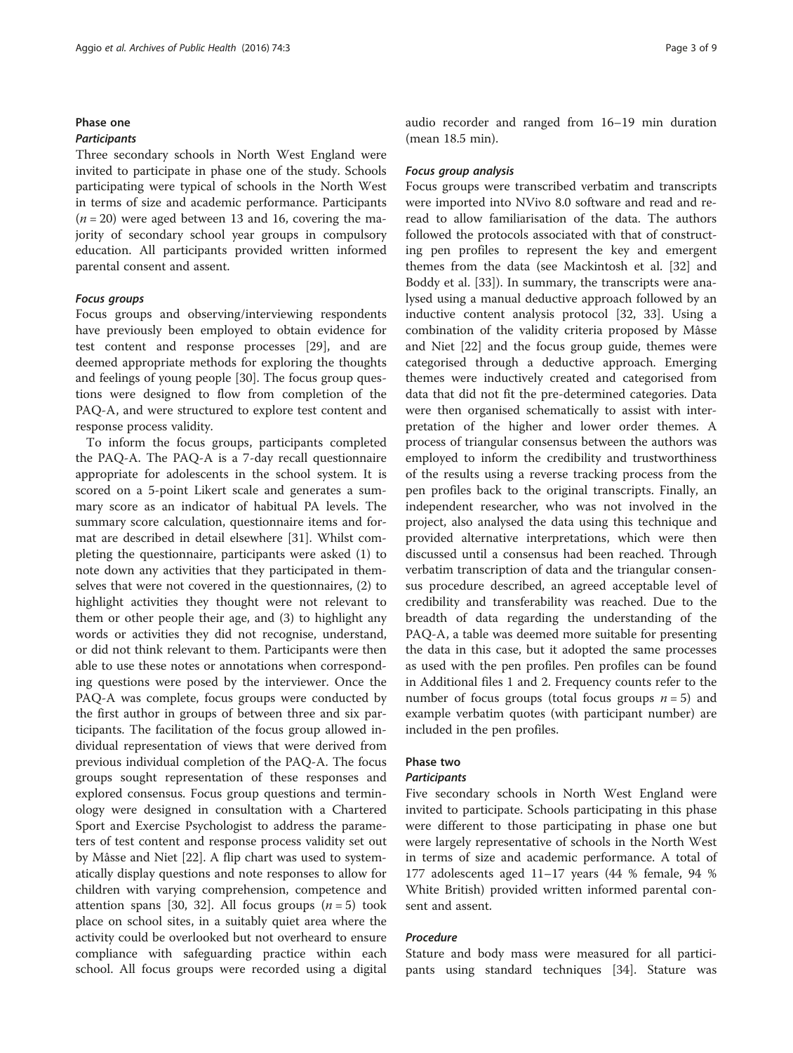### Phase one

#### *Participants*

Three secondary schools in North West England were invited to participate in phase one of the study. Schools participating were typical of schools in the North West in terms of size and academic performance. Participants ($n = 20$) were aged between 13 and 16, covering the majority of secondary school year groups in compulsory education. All participants provided written informed parental consent and assent.

#### *Focus groups*

Focus groups and observing/interviewing respondents have previously been employed to obtain evidence for test content and response processes [29], and are deemed appropriate methods for exploring the thoughts and feelings of young people [30]. The focus group questions were designed to flow from completion of the PAQ-A, and were structured to explore test content and response process validity.

To inform the focus groups, participants completed the PAQ-A. The PAQ-A is a 7-day recall questionnaire appropriate for adolescents in the school system. It is scored on a 5-point Likert scale and generates a summary score as an indicator of habitual PA levels. The summary score calculation, questionnaire items and format are described in detail elsewhere [31]. Whilst completing the questionnaire, participants were asked (1) to note down any activities that they participated in themselves that were not covered in the questionnaires, (2) to highlight activities they thought were not relevant to them or other people their age, and (3) to highlight any words or activities they did not recognise, understand, or did not think relevant to them. Participants were then able to use these notes or annotations when corresponding questions were posed by the interviewer. Once the PAQ-A was complete, focus groups were conducted by the first author in groups of between three and six participants. The facilitation of the focus group allowed individual representation of views that were derived from previous individual completion of the PAQ-A. The focus groups sought representation of these responses and explored consensus. Focus group questions and terminology were designed in consultation with a Chartered Sport and Exercise Psychologist to address the parameters of test content and response process validity set out by Mâsse and Niet [22]. A flip chart was used to systematically display questions and note responses to allow for children with varying comprehension, competence and attention spans [30, 32]. All focus groups ($n = 5$) took place on school sites, in a suitably quiet area where the activity could be overlooked but not overheard to ensure compliance with safeguarding practice within each school. All focus groups were recorded using a digital audio recorder and ranged from 16–19 min duration (mean 18.5 min).

#### *Focus group analysis*

Focus groups were transcribed verbatim and transcripts were imported into NVivo 8.0 software and read and re-read to allow familiarisation of the data. The authors followed the protocols associated with that of constructing pen profiles to represent the key and emergent themes from the data (see Mackintosh et al. [32] and Boddy et al. [33]). In summary, the transcripts were analysed using a manual deductive approach followed by an inductive content analysis protocol [32, 33]. Using a combination of the validity criteria proposed by Mâsse and Niet [22] and the focus group guide, themes were categorised through a deductive approach. Emerging themes were inductively created and categorised from data that did not fit the pre-determined categories. Data were then organised schematically to assist with interpretation of the higher and lower order themes. A process of triangular consensus between the authors was employed to inform the credibility and trustworthiness of the results using a reverse tracking process from the pen profiles back to the original transcripts. Finally, an independent researcher, who was not involved in the project, also analysed the data using this technique and provided alternative interpretations, which were then discussed until a consensus had been reached. Through verbatim transcription of data and the triangular consensus procedure described, an agreed acceptable level of credibility and transferability was reached. Due to the breadth of data regarding the understanding of the PAQ-A, a table was deemed more suitable for presenting the data in this case, but it adopted the same processes as used with the pen profiles. Pen profiles can be found in Additional files 1 and 2. Frequency counts refer to the number of focus groups (total focus groups $n = 5$) and example verbatim quotes (with participant number) are included in the pen profiles.

### Phase two

#### *Participants*

Five secondary schools in North West England were invited to participate. Schools participating in this phase were different to those participating in phase one but were largely representative of schools in the North West in terms of size and academic performance. A total of 177 adolescents aged 11–17 years (44 % female, 94 % White British) provided written informed parental consent and assent.

#### *Procedure*

Stature and body mass were measured for all participants using standard techniques [34]. Stature was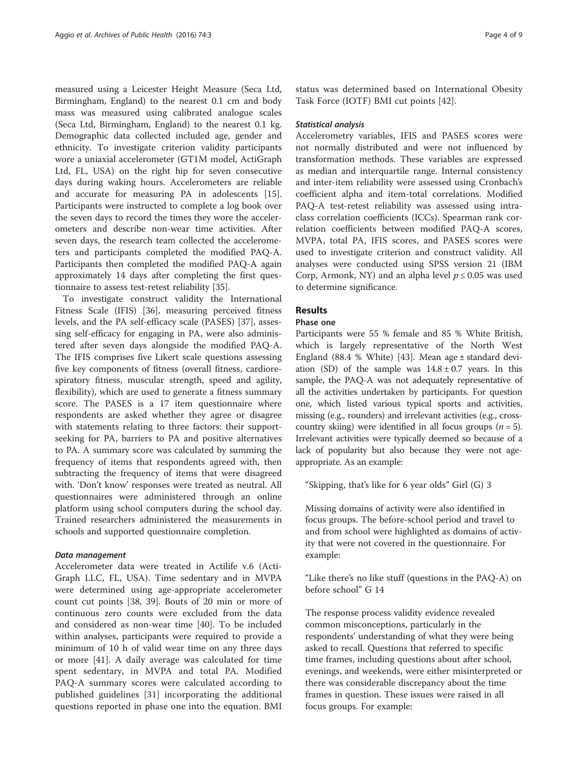measured using a Leicester Height Measure (Seca Ltd, Birmingham, England) to the nearest 0.1 cm and body mass was measured using calibrated analogue scales (Seca Ltd, Birmingham, England) to the nearest 0.1 kg. Demographic data collected included age, gender and ethnicity. To investigate criterion validity participants wore a uniaxial accelerometer (GT1M model, ActiGraph Ltd, FL, USA) on the right hip for seven consecutive days during waking hours. Accelerometers are reliable and accurate for measuring PA in adolescents [15]. Participants were instructed to complete a log book over the seven days to record the times they wore the accelerometers and describe non-wear time activities. After seven days, the research team collected the accelerometers and participants completed the modified PAQ-A. Participants then completed the modified PAQ-A again approximately 14 days after completing the first questionnaire to assess test-retest reliability [35].

To investigate construct validity the International Fitness Scale (IFIS) [36], measuring perceived fitness levels, and the PA self-efficacy scale (PASES) [37], assessing self-efficacy for engaging in PA, were also administered after seven days alongside the modified PAQ-A. The IFIS comprises five Likert scale questions assessing five key components of fitness (overall fitness, cardiorespiratory fitness, muscular strength, speed and agility, flexibility), which are used to generate a fitness summary score. The PASES is a 17 item questionnaire where respondents are asked whether they agree or disagree with statements relating to three factors: their support-seeking for PA, barriers to PA and positive alternatives to PA. A summary score was calculated by summing the frequency of items that respondents agreed with, then subtracting the frequency of items that were disagreed with. 'Don't know' responses were treated as neutral. All questionnaires were administered through an online platform using school computers during the school day. Trained researchers administered the measurements in schools and supported questionnaire completion.

#### Data management

Accelerometer data were treated in Actilife v.6 (ActiGraph LLC, FL, USA). Time sedentary and in MVPA were determined using age-appropriate accelerometer count cut points [38, 39]. Bouts of 20 min or more of continuous zero counts were excluded from the data and considered as non-wear time [40]. To be included within analyses, participants were required to provide a minimum of 10 h of valid wear time on any three days or more [41]. A daily average was calculated for time spent sedentary, in MVPA and total PA. Modified PAQ-A summary scores were calculated according to published guidelines [31] incorporating the additional questions reported in phase one into the equation. BMI status was determined based on International Obesity Task Force (IOTF) BMI cut points [42].

#### Statistical analysis

Accelerometry variables, IFIS and PASES scores were not normally distributed and were not influenced by transformation methods. These variables are expressed as median and interquartile range. Internal consistency and inter-item reliability were assessed using Cronbach's coefficient alpha and item-total correlations. Modified PAQ-A test-retest reliability was assessed using intraclass correlation coefficients (ICCs). Spearman rank correlation coefficients between modified PAQ-A scores, MVPA, total PA, IFIS scores, and PASES scores were used to investigate criterion and construct validity. All analyses were conducted using SPSS version 21 (IBM Corp, Armonk, NY) and an alpha level $p \leq 0.05$ was used to determine significance.

## Results

### Phase one

Participants were 55 % female and 85 % White British, which is largely representative of the North West England (88.4 % White) [43]. Mean age ± standard deviation (SD) of the sample was $14.8 \pm 0.7$ years. In this sample, the PAQ-A was not adequately representative of all the activities undertaken by participants. For question one, which listed various typical sports and activities, missing (e.g., rounders) and irrelevant activities (e.g., cross-country skiing) were identified in all focus groups ($n = 5$). Irrelevant activities were typically deemed so because of a lack of popularity but also because they were not age-appropriate. As an example:

> "Skipping, that's like for 6 year olds" Girl (G) 3

Missing domains of activity were also identified in focus groups. The before-school period and travel to and from school were highlighted as domains of activity that were not covered in the questionnaire. For example:

> "Like there's no like stuff (questions in the PAQ-A) on before school" G 14

The response process validity evidence revealed common misconceptions, particularly in the respondents' understanding of what they were being asked to recall. Questions that referred to specific time frames, including questions about after school, evenings, and weekends, were either misinterpreted or there was considerable discrepancy about the time frames in question. These issues were raised in all focus groups. For example: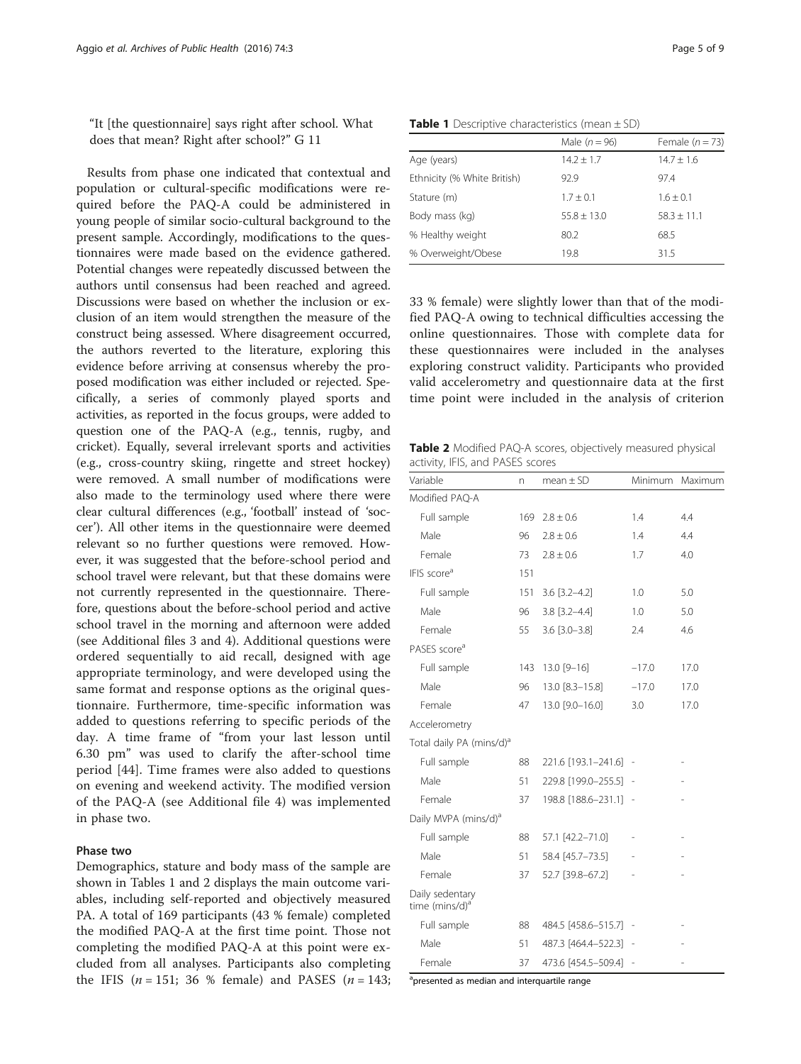"It [the questionnaire] says right after school. What does that mean? Right after school?" G 11

Results from phase one indicated that contextual and population or cultural-specific modifications were required before the PAQ-A could be administered in young people of similar socio-cultural background to the present sample. Accordingly, modifications to the questionnaires were made based on the evidence gathered. Potential changes were repeatedly discussed between the authors until consensus had been reached and agreed. Discussions were based on whether the inclusion or exclusion of an item would strengthen the measure of the construct being assessed. Where disagreement occurred, the authors reverted to the literature, exploring this evidence before arriving at consensus whereby the proposed modification was either included or rejected. Specifically, a series of commonly played sports and activities, as reported in the focus groups, were added to question one of the PAQ-A (e.g., tennis, rugby, and cricket). Equally, several irrelevant sports and activities (e.g., cross-country skiing, ringette and street hockey) were removed. A small number of modifications were also made to the terminology used where there were clear cultural differences (e.g., 'football' instead of 'soccer'). All other items in the questionnaire were deemed relevant so no further questions were removed. However, it was suggested that the before-school period and school travel were relevant, but that these domains were not currently represented in the questionnaire. Therefore, questions about the before-school period and active school travel in the morning and afternoon were added (see Additional files 3 and 4). Additional questions were ordered sequentially to aid recall, designed with age appropriate terminology, and were developed using the same format and response options as the original questionnaire. Furthermore, time-specific information was added to questions referring to specific periods of the day. A time frame of "from your last lesson until 6.30 pm" was used to clarify the after-school time period [44]. Time frames were also added to questions on evening and weekend activity. The modified version of the PAQ-A (see Additional file 4) was implemented in phase two.

### Phase two

Demographics, stature and body mass of the sample are shown in Tables 1 and 2 displays the main outcome variables, including self-reported and objectively measured PA. A total of 169 participants (43 % female) completed the modified PAQ-A at the first time point. Those not completing the modified PAQ-A at this point were excluded from all analyses. Participants also completing the IFIS ($n = 151$; 36 % female) and PASES ($n = 143$; 33 % female) were slightly lower than that of the modified PAQ-A owing to technical difficulties accessing the online questionnaires. Those with complete data for these questionnaires were included in the analyses exploring construct validity. Participants who provided valid accelerometry and questionnaire data at the first time point were included in the analysis of criterion

**Table 1** Descriptive characteristics (mean ± SD)

| | Male ($n = 96$) | Female ($n = 73$) |
|---|---|---|
| Age (years) | 14.2 ± 1.7 | 14.7 ± 1.6 |
| Ethnicity (% White British) | 92.9 | 97.4 |
| Stature (m) | 1.7 ± 0.1 | 1.6 ± 0.1 |
| Body mass (kg) | 55.8 ± 13.0 | 58.3 ± 11.1 |
| % Healthy weight | 80.2 | 68.5 |
| % Overweight/Obese | 19.8 | 31.5 |

**Table 2** Modified PAQ-A scores, objectively measured physical activity, IFIS, and PASES scores

| Variable | n | mean ± SD | Minimum | Maximum |
|---|---|---|---|---|
| Modified PAQ-A | | | | |
| Full sample | 169 | 2.8 ± 0.6 | 1.4 | 4.4 |
| Male | 96 | 2.8 ± 0.6 | 1.4 | 4.4 |
| Female | 73 | 2.8 ± 0.6 | 1.7 | 4.0 |
| IFIS score[a] | 151 | | | |
| Full sample | 151 | 3.6 [3.2–4.2] | 1.0 | 5.0 |
| Male | 96 | 3.8 [3.2–4.4] | 1.0 | 5.0 |
| Female | 55 | 3.6 [3.0–3.8] | 2.4 | 4.6 |
| PASES score[a] | | | | |
| Full sample | 143 | 13.0 [9–16] | −17.0 | 17.0 |
| Male | 96 | 13.0 [8.3–15.8] | −17.0 | 17.0 |
| Female | 47 | 13.0 [9.0–16.0] | 3.0 | 17.0 |
| Accelerometry | | | | |
| Total daily PA (mins/d)[a] | | | | |
| Full sample | 88 | 221.6 [193.1–241.6] | - | - |
| Male | 51 | 229.8 [199.0–255.5] | - | - |
| Female | 37 | 198.8 [188.6–231.1] | - | - |
| Daily MVPA (mins/d)[a] | | | | |
| Full sample | 88 | 57.1 [42.2–71.0] | - | - |
| Male | 51 | 58.4 [45.7–73.5] | - | - |
| Female | 37 | 52.7 [39.8–67.2] | - | - |
| Daily sedentary time (mins/d)[a] | | | | |
| Full sample | 88 | 484.5 [458.6–515.7] | - | - |
| Male | 51 | 487.3 [464.4–522.3] | - | - |
| Female | 37 | 473.6 [454.5–509.4] | - | - |

[a]presented as median and interquartile range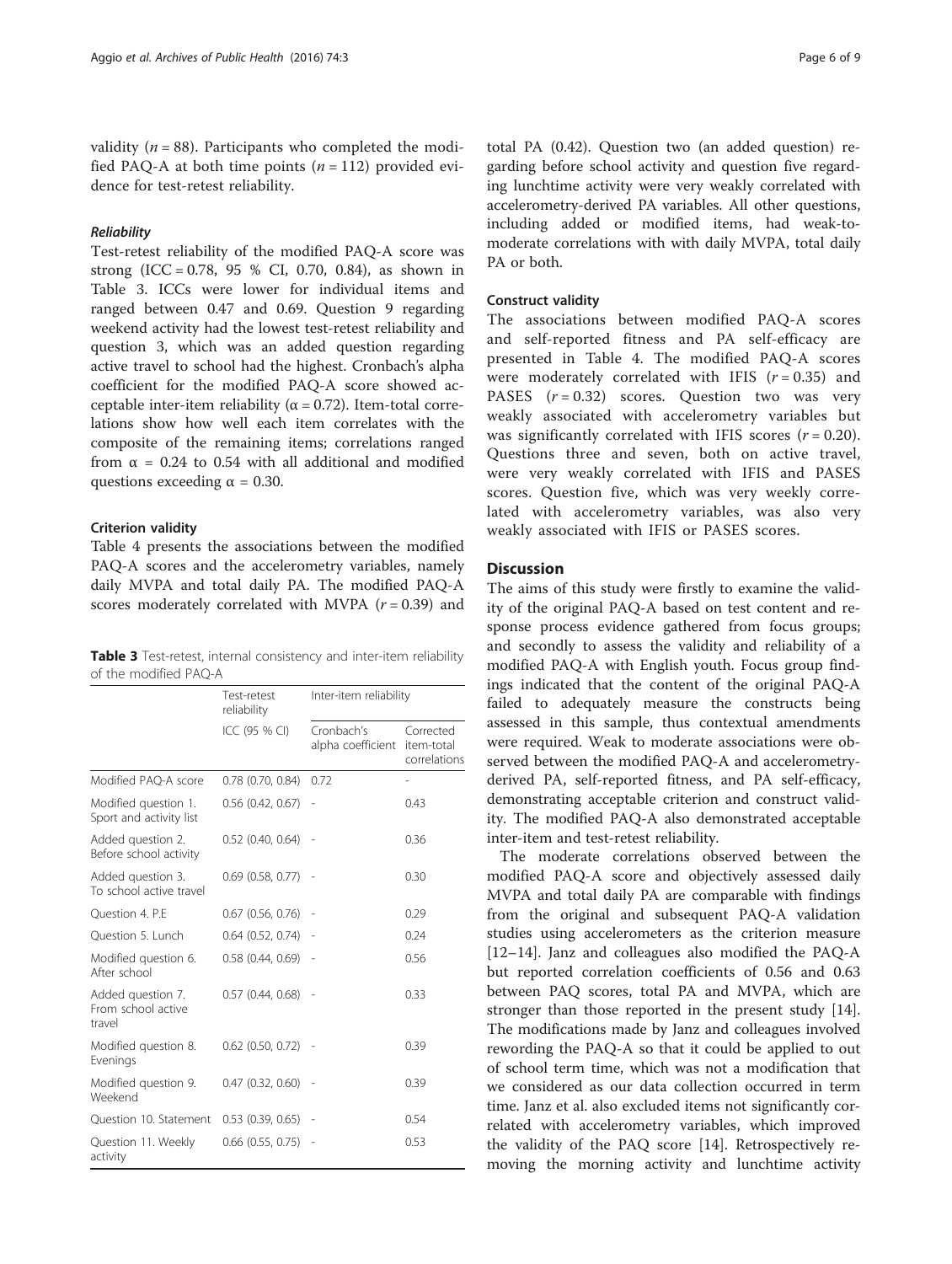validity ($n = 88$). Participants who completed the modified PAQ-A at both time points ($n = 112$) provided evidence for test-retest reliability.

#### *Reliability*

Test-retest reliability of the modified PAQ-A score was strong (ICC = 0.78, 95 % CI, 0.70, 0.84), as shown in Table 3. ICCs were lower for individual items and ranged between 0.47 and 0.69. Question 9 regarding weekend activity had the lowest test-retest reliability and question 3, which was an added question regarding active travel to school had the highest. Cronbach's alpha coefficient for the modified PAQ-A score showed acceptable inter-item reliability ($\alpha = 0.72$). Item-total correlations show how well each item correlates with the composite of the remaining items; correlations ranged from $\alpha = 0.24$ to 0.54 with all additional and modified questions exceeding $\alpha = 0.30$.

#### Criterion validity

Table 4 presents the associations between the modified PAQ-A scores and the accelerometry variables, namely daily MVPA and total daily PA. The modified PAQ-A scores moderately correlated with MVPA ($r = 0.39$) and total PA (0.42). Question two (an added question) regarding before school activity and question five regarding lunchtime activity were very weakly correlated with accelerometry-derived PA variables. All other questions, including added or modified items, had weak-to-moderate correlations with with daily MVPA, total daily PA or both.

**Table 3** Test-retest, internal consistency and inter-item reliability of the modified PAQ-A

| | Test-retest reliability | Inter-item reliability | |
|---|---|---|---|
| | ICC (95 % CI) | Cronbach's alpha coefficient | Corrected item-total correlations |
| Modified PAQ-A score | 0.78 (0.70, 0.84) | 0.72 | - |
| Modified question 1. Sport and activity list | 0.56 (0.42, 0.67) | - | 0.43 |
| Added question 2. Before school activity | 0.52 (0.40, 0.64) | - | 0.36 |
| Added question 3. To school active travel | 0.69 (0.58, 0.77) | - | 0.30 |
| Question 4. P.E | 0.67 (0.56, 0.76) | - | 0.29 |
| Question 5. Lunch | 0.64 (0.52, 0.74) | - | 0.24 |
| Modified question 6. After school | 0.58 (0.44, 0.69) | - | 0.56 |
| Added question 7. From school active travel | 0.57 (0.44, 0.68) | - | 0.33 |
| Modified question 8. Evenings | 0.62 (0.50, 0.72) | - | 0.39 |
| Modified question 9. Weekend | 0.47 (0.32, 0.60) | - | 0.39 |
| Question 10. Statement | 0.53 (0.39, 0.65) | - | 0.54 |
| Question 11. Weekly activity | 0.66 (0.55, 0.75) | - | 0.53 |

#### Construct validity

The associations between modified PAQ-A scores and self-reported fitness and PA self-efficacy scores are presented in Table 4. The modified PAQ-A scores were moderately correlated with IFIS ($r = 0.35$) and PASES ($r = 0.32$) scores. Question two was very weakly associated with accelerometry variables but was significantly correlated with IFIS scores ($r = 0.20$). Questions three and seven, both on active travel, were very weakly correlated with IFIS and PASES scores. Question five, which was very weekly correlated with accelerometry variables, was also very weakly associated with IFIS or PASES scores.

## Discussion

The aims of this study were firstly to examine the validity of the original PAQ-A based on test content and response process evidence gathered from focus groups; and secondly to assess the validity and reliability of a modified PAQ-A with English youth. Focus group findings indicated that the content of the original PAQ-A failed to adequately measure the constructs being assessed in this sample, thus contextual amendments were required. Weak to moderate associations were observed between the modified PAQ-A and accelerometry-derived PA, self-reported fitness, and PA self-efficacy, demonstrating acceptable criterion and construct validity. The modified PAQ-A also demonstrated acceptable inter-item and test-retest reliability.

The moderate correlations observed between the modified PAQ-A score and objectively assessed daily MVPA and total daily PA are comparable with findings from the original and subsequent PAQ-A validation studies using accelerometers as the criterion measure [12–14]. Janz and colleagues also modified the PAQ-A but reported correlation coefficients of 0.56 and 0.63 between PAQ scores, total PA and MVPA, which are stronger than those reported in the present study [14]. The modifications made by Janz and colleagues involved rewording the PAQ-A so that it could be applied to out of school term time, which was not a modification that we considered as our data collection occurred in term time. Janz et al. also excluded items not significantly correlated with accelerometry variables, which improved the validity of the PAQ score [14]. Retrospectively removing the morning activity and lunchtime activity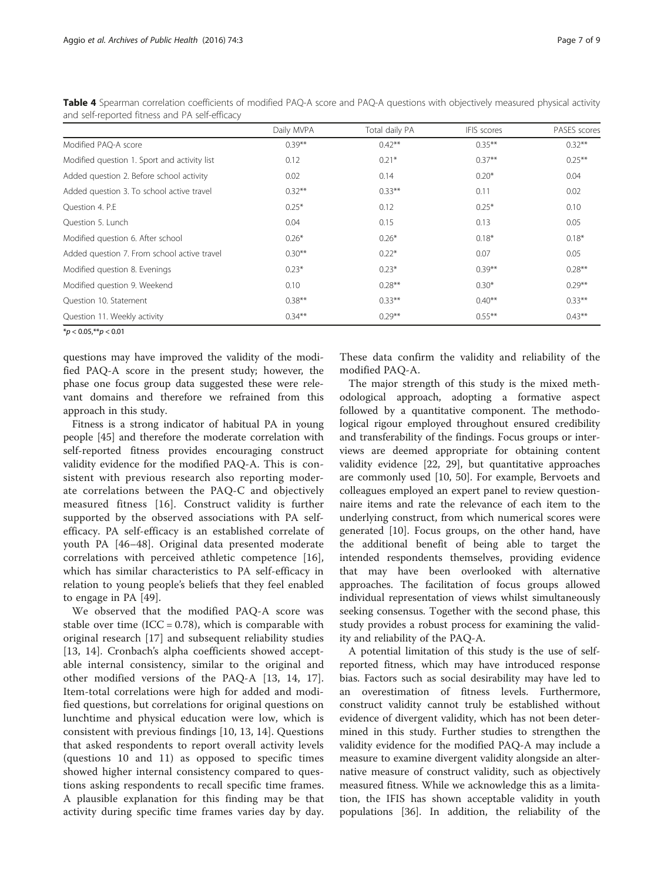**Table 4** Spearman correlation coefficients of modified PAQ-A score and PAQ-A questions with objectively measured physical activity and self-reported fitness and PA self-efficacy

| | Daily MVPA | Total daily PA | IFIS scores | PASES scores |
|---|---|---|---|---|
| Modified PAQ-A score | 0.39** | 0.42** | 0.35** | 0.32** |
| Modified question 1. Sport and activity list | 0.12 | 0.21* | 0.37** | 0.25** |
| Added question 2. Before school activity | 0.02 | 0.14 | 0.20* | 0.04 |
| Added question 3. To school active travel | 0.32** | 0.33** | 0.11 | 0.02 |
| Question 4. P.E | 0.25* | 0.12 | 0.25* | 0.10 |
| Question 5. Lunch | 0.04 | 0.15 | 0.13 | 0.05 |
| Modified question 6. After school | 0.26* | 0.26* | 0.18* | 0.18* |
| Added question 7. From school active travel | 0.30** | 0.22* | 0.07 | 0.05 |
| Modified question 8. Evenings | 0.23* | 0.23* | 0.39** | 0.28** |
| Modified question 9. Weekend | 0.10 | 0.28** | 0.30* | 0.29** |
| Question 10. Statement | 0.38** | 0.33** | 0.40** | 0.33** |
| Question 11. Weekly activity | 0.34** | 0.29** | 0.55** | 0.43** |

*$p < 0.05$, **$p < 0.01$

questions may have improved the validity of the modified PAQ-A score in the present study; however, the phase one focus group data suggested these were relevant domains and therefore we refrained from this approach in this study.

Fitness is a strong indicator of habitual PA in young people [45] and therefore the moderate correlation with self-reported fitness provides encouraging construct validity evidence for the modified PAQ-A. This is consistent with previous research also reporting moderate correlations between the PAQ-C and objectively measured fitness [16]. Construct validity is further supported by the observed associations with PA self-efficacy. PA self-efficacy is an established correlate of youth PA [46–48]. Original data presented moderate correlations with perceived athletic competence [16], which has similar characteristics to PA self-efficacy in relation to young people's beliefs that they feel enabled to engage in PA [49].

We observed that the modified PAQ-A score was stable over time (ICC = 0.78), which is comparable with original research [17] and subsequent reliability studies [13, 14]. Cronbach's alpha coefficients showed acceptable internal consistency, similar to the original and other modified versions of the PAQ-A [13, 14, 17]. Item-total correlations were high for added and modified questions, but correlations for original questions on lunchtime and physical education were low, which is consistent with previous findings [10, 13, 14]. Questions that asked respondents to report overall activity levels (questions 10 and 11) as opposed to specific times showed higher internal consistency compared to questions asking respondents to recall specific time frames. A plausible explanation for this finding may be that activity during specific time frames varies day by day. These data confirm the validity and reliability of the modified PAQ-A.

The major strength of this study is the mixed methodological approach, adopting a formative aspect followed by a quantitative component. The methodological rigour employed throughout ensured credibility and transferability of the findings. Focus groups or interviews are deemed appropriate for obtaining content validity evidence [22, 29], but quantitative approaches are commonly used [10, 50]. For example, Bervoets and colleagues employed an expert panel to review questionnaire items and rate the relevance of each item to the underlying construct, from which numerical scores were generated [10]. Focus groups, on the other hand, have the additional benefit of being able to target the intended respondents themselves, providing evidence that may have been overlooked with alternative approaches. The facilitation of focus groups allowed individual representation of views whilst simultaneously seeking consensus. Together with the second phase, this study provides a robust process for examining the validity and reliability of the PAQ-A.

A potential limitation of this study is the use of self-reported fitness, which may have introduced response bias. Factors such as social desirability may have led to an overestimation of fitness levels. Furthermore, construct validity cannot truly be established without evidence of divergent validity, which has not been determined in this study. Further studies to strengthen the validity evidence for the modified PAQ-A may include a measure to examine divergent validity alongside an alternative measure of construct validity, such as objectively measured fitness. While we acknowledge this as a limitation, the IFIS has shown acceptable validity in youth populations [36]. In addition, the reliability of the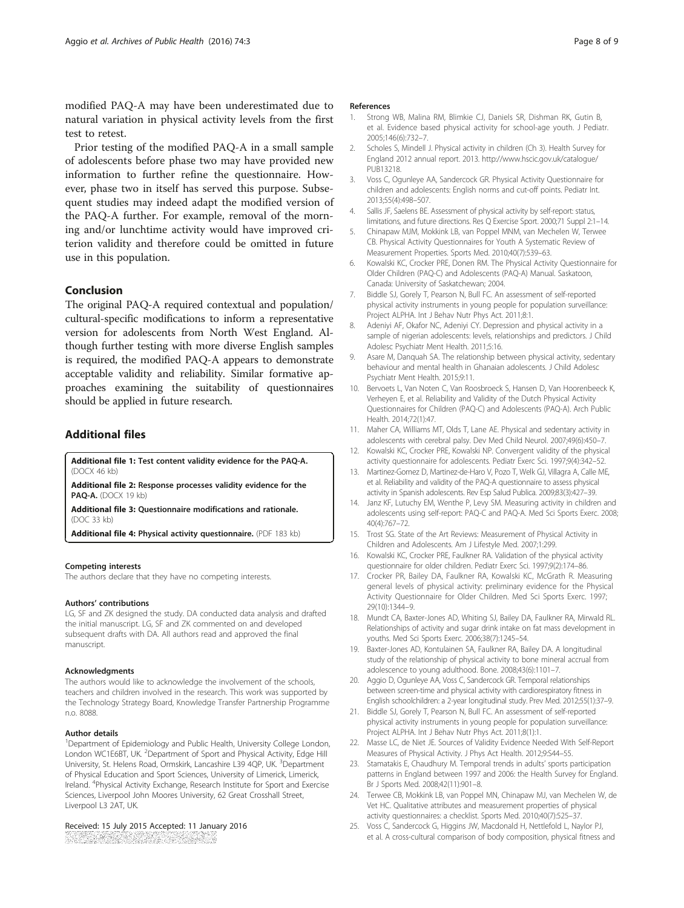modified PAQ-A may have been underestimated due to natural variation in physical activity levels from the first test to retest.

Prior testing of the modified PAQ-A in a small sample of adolescents before phase two may have provided new information to further refine the questionnaire. However, phase two in itself has served this purpose. Subsequent studies may indeed adapt the modified version of the PAQ-A further. For example, removal of the morning and/or lunchtime activity would have improved criterion validity and therefore could be omitted in future use in this population.

## Conclusion

The original PAQ-A required contextual and population/cultural-specific modifications to inform a representative version for adolescents from North West England. Although further testing with more diverse English samples is required, the modified PAQ-A appears to demonstrate acceptable validity and reliability. Similar formative approaches examining the suitability of questionnaires should be applied in future research.

## Additional files

**Additional file 1: Test content validity evidence for the PAQ-A.** (DOCX 46 kb)

**Additional file 2: Response processes validity evidence for the PAQ-A.** (DOCX 19 kb)

**Additional file 3: Questionnaire modifications and rationale.** (DOC 33 kb)

**Additional file 4: Physical activity questionnaire.** (PDF 183 kb)

#### Competing interests

The authors declare that they have no competing interests.

#### Authors' contributions

LG, SF and ZK designed the study. DA conducted data analysis and drafted the initial manuscript. LG, SF and ZK commented on and developed subsequent drafts with DA. All authors read and approved the final manuscript.

#### Acknowledgments

The authors would like to acknowledge the involvement of the schools, teachers and children involved in the research. This work was supported by the Technology Strategy Board, Knowledge Transfer Partnership Programme n.o. 8088.

#### Author details

[1]Department of Epidemiology and Public Health, University College London, London WC1E6BT, UK. [2]Department of Sport and Physical Activity, Edge Hill University, St. Helens Road, Ormskirk, Lancashire L39 4QP, UK. [3]Department of Physical Education and Sport Sciences, University of Limerick, Limerick, Ireland. [4]Physical Activity Exchange, Research Institute for Sport and Exercise Sciences, Liverpool John Moores University, 62 Great Crosshall Street, Liverpool L3 2AT, UK.

Received: 15 July 2015 Accepted: 11 January 2016

#### References

1. Strong WB, Malina RM, Blimkie CJ, Daniels SR, Dishman RK, Gutin B, et al. Evidence based physical activity for school-age youth. J Pediatr. 2005;146(6):732–7.
2. Scholes S, Mindell J. Physical activity in children (Ch 3). Health Survey for England 2012 annual report. 2013. http://www.hscic.gov.uk/catalogue/PUB13218.
3. Voss C, Ogunleye AA, Sandercock GR. Physical Activity Questionnaire for children and adolescents: English norms and cut-off points. Pediatr Int. 2013;55(4):498–507.
4. Sallis JF, Saelens BE. Assessment of physical activity by self-report: status, limitations, and future directions. Res Q Exercise Sport. 2000;71 Suppl 2:1–14.
5. Chinapaw MJM, Mokkink LB, van Poppel MNM, van Mechelen W, Terwee CB. Physical Activity Questionnaires for Youth A Systematic Review of Measurement Properties. Sports Med. 2010;40(7):539–63.
6. Kowalski KC, Crocker PRE, Donen RM. The Physical Activity Questionnaire for Older Children (PAQ-C) and Adolescents (PAQ-A) Manual. Saskatoon, Canada: University of Saskatchewan; 2004.
7. Biddle SJ, Gorely T, Pearson N, Bull FC. An assessment of self-reported physical activity instruments in young people for population surveillance: Project ALPHA. Int J Behav Nutr Phys Act. 2011;8:1.
8. Adeniyi AF, Okafor NC, Adeniyi CY. Depression and physical activity in a sample of nigerian adolescents: levels, relationships and predictors. J Child Adolesc Psychiatr Ment Health. 2011;5:16.
9. Asare M, Danquah SA. The relationship between physical activity, sedentary behaviour and mental health in Ghanaian adolescents. J Child Adolesc Psychiatr Ment Health. 2015;9:11.
10. Bervoets L, Van Noten C, Van Roosbroeck S, Hansen D, Van Hoorenbeeck K, Verheyen E, et al. Reliability and Validity of the Dutch Physical Activity Questionnaires for Children (PAQ-C) and Adolescents (PAQ-A). Arch Public Health. 2014;72(1):47.
11. Maher CA, Williams MT, Olds T, Lane AE. Physical and sedentary activity in adolescents with cerebral palsy. Dev Med Child Neurol. 2007;49(6):450–7.
12. Kowalski KC, Crocker PRE, Kowalski NP. Convergent validity of the physical activity questionnaire for adolescents. Pediatr Exerc Sci. 1997;9(4):342–52.
13. Martinez-Gomez D, Martinez-de-Haro V, Pozo T, Welk GJ, Villagra A, Calle ME, et al. Reliability and validity of the PAQ-A questionnaire to assess physical activity in Spanish adolescents. Rev Esp Salud Publica. 2009;83(3):427–39.
14. Janz KF, Lutuchy EM, Wenthe P, Levy SM. Measuring activity in children and adolescents using self-report: PAQ-C and PAQ-A. Med Sci Sports Exerc. 2008; 40(4):767–72.
15. Trost SG. State of the Art Reviews: Measurement of Physical Activity in Children and Adolescents. Am J Lifestyle Med. 2007;1:299.
16. Kowalski KC, Crocker PRE, Faulkner RA. Validation of the physical activity questionnaire for older children. Pediatr Exerc Sci. 1997;9(2):174–86.
17. Crocker PR, Bailey DA, Faulkner RA, Kowalski KC, McGrath R. Measuring general levels of physical activity: preliminary evidence for the Physical Activity Questionnaire for Older Children. Med Sci Sports Exerc. 1997; 29(10):1344–9.
18. Mundt CA, Baxter-Jones AD, Whiting SJ, Bailey DA, Faulkner RA, Mirwald RL. Relationships of activity and sugar drink intake on fat mass development in youths. Med Sci Sports Exerc. 2006;38(7):1245–54.
19. Baxter-Jones AD, Kontulainen SA, Faulkner RA, Bailey DA. A longitudinal study of the relationship of physical activity to bone mineral accrual from adolescence to young adulthood. Bone. 2008;43(6):1101–7.
20. Aggio D, Ogunleye AA, Voss C, Sandercock GR. Temporal relationships between screen-time and physical activity with cardiorespiratory fitness in English schoolchildren: a 2-year longitudinal study. Prev Med. 2012;55(1):37–9.
21. Biddle SJ, Gorely T, Pearson N, Bull FC. An assessment of self-reported physical activity instruments in young people for population surveillance: Project ALPHA. Int J Behav Nutr Phys Act. 2011;8(1):1.
22. Masse LC, de Niet JE. Sources of Validity Evidence Needed With Self-Report Measures of Physical Activity. J Phys Act Health. 2012;9:S44–55.
23. Stamatakis E, Chaudhury M. Temporal trends in adults' sports participation patterns in England between 1997 and 2006: the Health Survey for England. Br J Sports Med. 2008;42(11):901–8.
24. Terwee CB, Mokkink LB, van Poppel MN, Chinapaw MJ, van Mechelen W, de Vet HC. Qualitative attributes and measurement properties of physical activity questionnaires: a checklist. Sports Med. 2010;40(7):525–37.
25. Voss C, Sandercock G, Higgins JW, Macdonald H, Nettlefold L, Naylor PJ, et al. A cross-cultural comparison of body composition, physical fitness and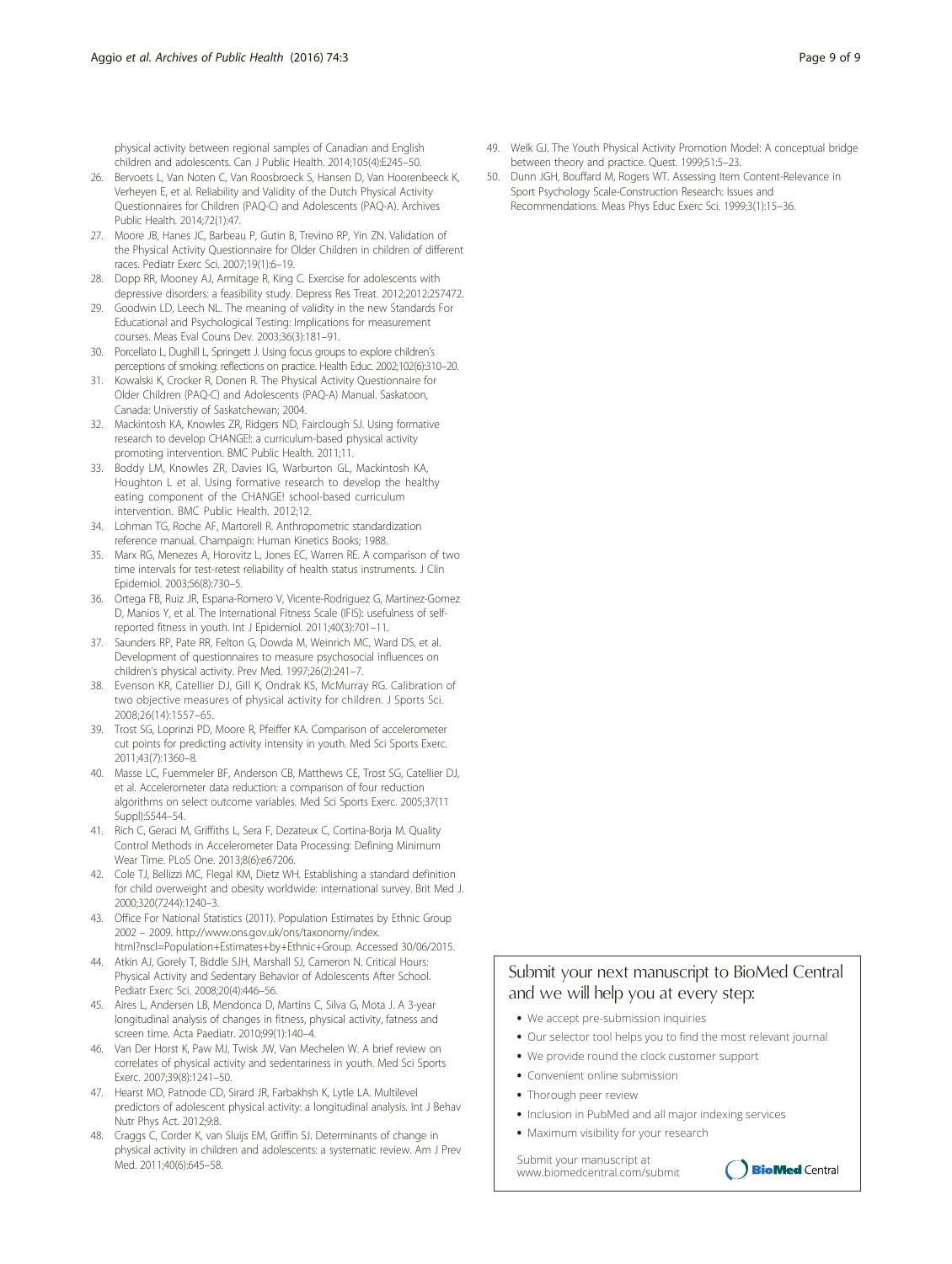physical activity between regional samples of Canadian and English children and adolescents. Can J Public Health. 2014;105(4):E245–50.

26. Bervoets L, Van Noten C, Van Roosbroeck S, Hansen D, Van Hoorenbeeck K, Verheyen E, et al. Reliability and Validity of the Dutch Physical Activity Questionnaires for Children (PAQ-C) and Adolescents (PAQ-A). Archives Public Health. 2014;72(1):47.
27. Moore JB, Hanes JC, Barbeau P, Gutin B, Trevino RP, Yin ZN. Validation of the Physical Activity Questionnaire for Older Children in children of different races. Pediatr Exerc Sci. 2007;19(1):6–19.
28. Dopp RR, Mooney AJ, Armitage R, King C. Exercise for adolescents with depressive disorders: a feasibility study. Depress Res Treat. 2012;2012:257472.
29. Goodwin LD, Leech NL. The meaning of validity in the new Standards For Educational and Psychological Testing: Implications for measurement courses. Meas Eval Couns Dev. 2003;36(3):181–91.
30. Porcellato L, Dughill L, Springett J. Using focus groups to explore children's perceptions of smoking: reflections on practice. Health Educ. 2002;102(6):310–20.
31. Kowalski K, Crocker R, Donen R. The Physical Activity Questionnaire for Older Children (PAQ-C) and Adolescents (PAQ-A) Manual. Saskatoon, Canada: Universtiy of Saskatchewan; 2004.
32. Mackintosh KA, Knowles ZR, Ridgers ND, Fairclough SJ. Using formative research to develop CHANGE!: a curriculum-based physical activity promoting intervention. BMC Public Health. 2011;11.
33. Boddy LM, Knowles ZR, Davies IG, Warburton GL, Mackintosh KA, Houghton L et al. Using formative research to develop the healthy eating component of the CHANGE! school-based curriculum intervention. BMC Public Health. 2012;12.
34. Lohman TG, Roche AF, Martorell R. Anthropometric standardization reference manual. Champaign: Human Kinetics Books; 1988.
35. Marx RG, Menezes A, Horovitz L, Jones EC, Warren RE. A comparison of two time intervals for test-retest reliability of health status instruments. J Clin Epidemiol. 2003;56(8):730–5.
36. Ortega FB, Ruiz JR, Espana-Romero V, Vicente-Rodriguez G, Martinez-Gomez D, Manios Y, et al. The International Fitness Scale (IFIS): usefulness of self-reported fitness in youth. Int J Epidemiol. 2011;40(3):701–11.
37. Saunders RP, Pate RR, Felton G, Dowda M, Weinrich MC, Ward DS, et al. Development of questionnaires to measure psychosocial influences on children's physical activity. Prev Med. 1997;26(2):241–7.
38. Evenson KR, Catellier DJ, Gill K, Ondrak KS, McMurray RG. Calibration of two objective measures of physical activity for children. J Sports Sci. 2008;26(14):1557–65.
39. Trost SG, Loprinzi PD, Moore R, Pfeiffer KA. Comparison of accelerometer cut points for predicting activity intensity in youth. Med Sci Sports Exerc. 2011;43(7):1360–8.
40. Masse LC, Fuemmeler BF, Anderson CB, Matthews CE, Trost SG, Catellier DJ, et al. Accelerometer data reduction: a comparison of four reduction algorithms on select outcome variables. Med Sci Sports Exerc. 2005;37(11 Suppl):S544–54.
41. Rich C, Geraci M, Griffiths L, Sera F, Dezateux C, Cortina-Borja M. Quality Control Methods in Accelerometer Data Processing: Defining Minimum Wear Time. PLoS One. 2013;8(6):e67206.
42. Cole TJ, Bellizzi MC, Flegal KM, Dietz WH. Establishing a standard definition for child overweight and obesity worldwide: international survey. Brit Med J. 2000;320(7244):1240–3.
43. Office For National Statistics (2011). Population Estimates by Ethnic Group 2002 – 2009. http://www.ons.gov.uk/ons/taxonomy/index.html?nscl=Population+Estimates+by+Ethnic+Group. Accessed 30/06/2015.
44. Atkin AJ, Gorely T, Biddle SJH, Marshall SJ, Cameron N. Critical Hours: Physical Activity and Sedentary Behavior of Adolescents After School. Pediatr Exerc Sci. 2008;20(4):446–56.
45. Aires L, Andersen LB, Mendonca D, Martins C, Silva G, Mota J. A 3-year longitudinal analysis of changes in fitness, physical activity, fatness and screen time. Acta Paediatr. 2010;99(1):140–4.
46. Van Der Horst K, Paw MJ, Twisk JW, Van Mechelen W. A brief review on correlates of physical activity and sedentariness in youth. Med Sci Sports Exerc. 2007;39(8):1241–50.
47. Hearst MO, Patnode CD, Sirard JR, Farbakhsh K, Lytle LA. Multilevel predictors of adolescent physical activity: a longitudinal analysis. Int J Behav Nutr Phys Act. 2012;9:8.
48. Craggs C, Corder K, van Sluijs EM, Griffin SJ. Determinants of change in physical activity in children and adolescents: a systematic review. Am J Prev Med. 2011;40(6):645–58.
49. Welk GJ. The Youth Physical Activity Promotion Model: A conceptual bridge between theory and practice. Quest. 1999;51:5–23.
50. Dunn JGH, Bouffard M, Rogers WT. Assessing Item Content-Relevance in Sport Psychology Scale-Construction Research: Issues and Recommendations. Meas Phys Educ Exerc Sci. 1999;3(1):15–36.

Submit your next manuscript to BioMed Central and we will help you at every step:

- We accept pre-submission inquiries
- Our selector tool helps you to find the most relevant journal
- We provide round the clock customer support
- Convenient online submission
- Thorough peer review
- Inclusion in PubMed and all major indexing services
- Maximum visibility for your research

Submit your manuscript at www.biomedcentral.com/submit

BioMed Central